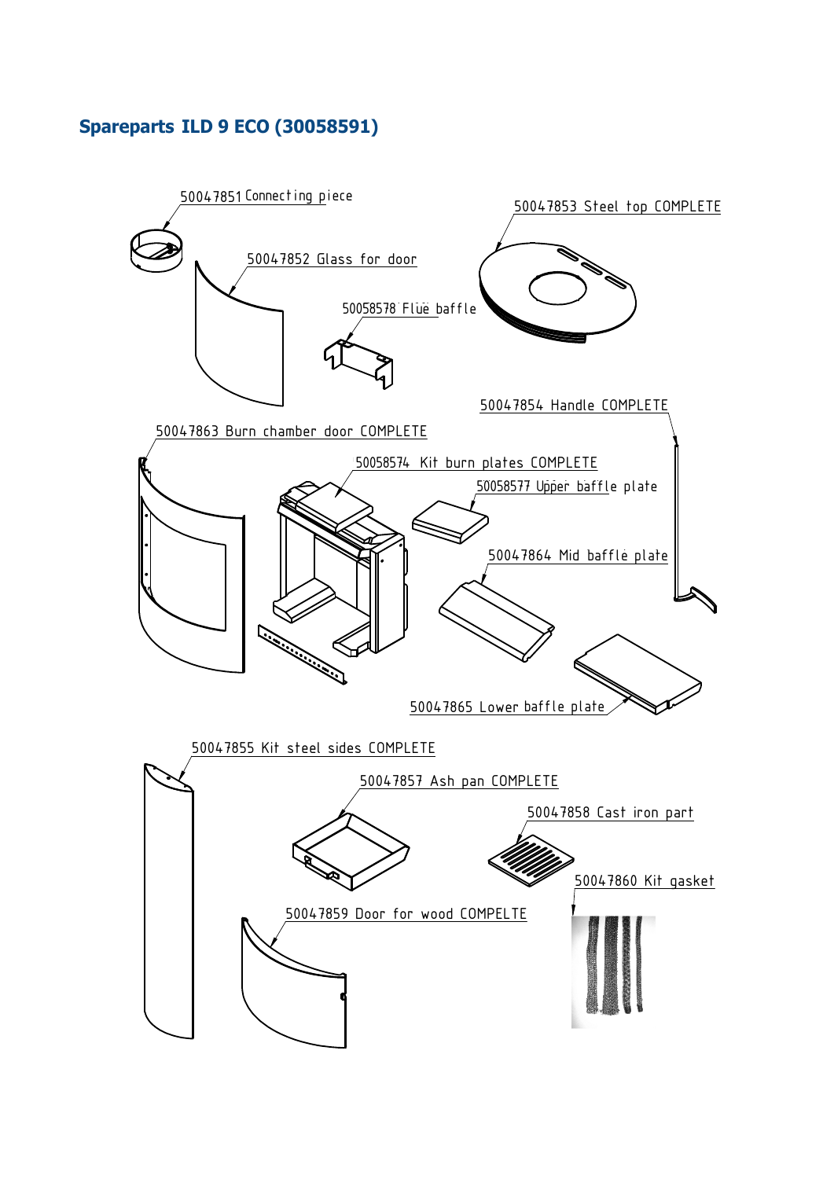# Spareparts ILD 9 ECO (30058591)

50047851 Connecting piece

50047853 Steel top COMPLETE

50047852 Glass for door

50058578 Flue baffle

50047854 Handle COMPLETE

50047863 Burn chamber door COMPLETE

50058574 Kit burn plates COMPLETE

50058577 Upper baffle plate

50047864 Mid baffle plate

50047865 Lower baffle plate

50047855 Kit steel sides COMPLETE

50047857 Ash pan COMPLETE

50047858 Cast iron part

50047860 Kit gasket

50047859 Door for wood COMPELTE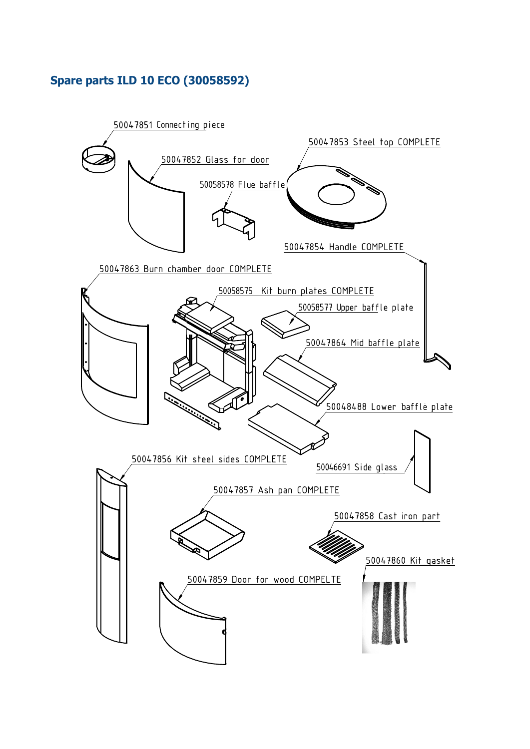## Spare parts ILD 10 ECO (30058592)

50047851 Connecting piece

50047852 Glass for door

50058578 Flue baffle

50047853 Steel top COMPLETE

50047854 Handle COMPLETE

50047863 Burn chamber door COMPLETE

50058575 Kit burn plates COMPLETE

50058577 Upper baffle plate

50047864 Mid baffle plate

50048488 Lower baffle plate

50047856 Kit steel sides COMPLETE

50046691 Side glass

50047857 Ash pan COMPLETE

50047858 Cast iron part

50047860 Kit gasket

50047859 Door for wood COMPELTE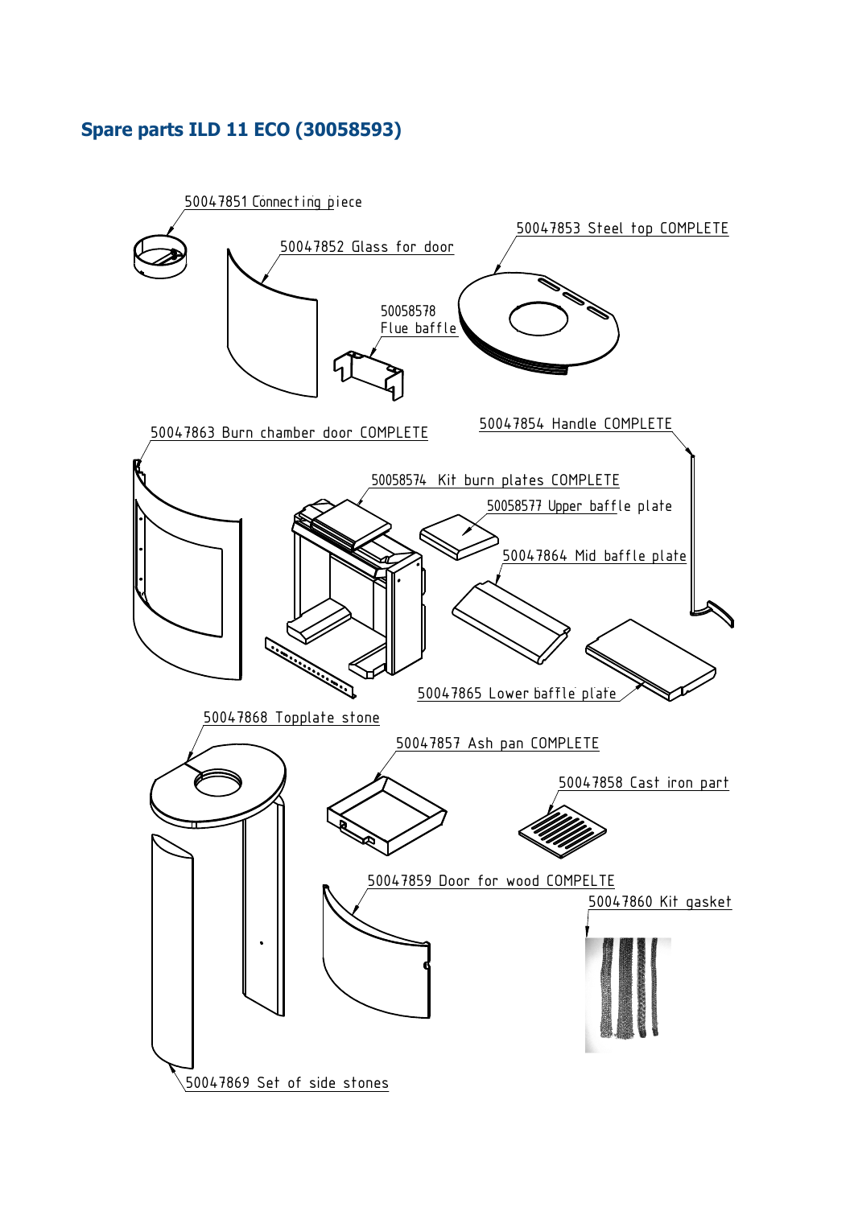## Spare parts ILD 11 ECO (30058593)

50047851 Connecting piece

50047852 Glass for door

50047853 Steel top COMPLETE

50058578 Flue baffle

50047863 Burn chamber door COMPLETE

50047854 Handle COMPLETE

50058574 Kit burn plates COMPLETE

50058577 Upper baffle plate

50047864 Mid baffle plate

50047865 Lower baffle plate

50047868 Topplate stone

50047857 Ash pan COMPLETE

50047858 Cast iron part

50047859 Door for wood COMPELTE

50047860 Kit gasket

50047869 Set of side stones